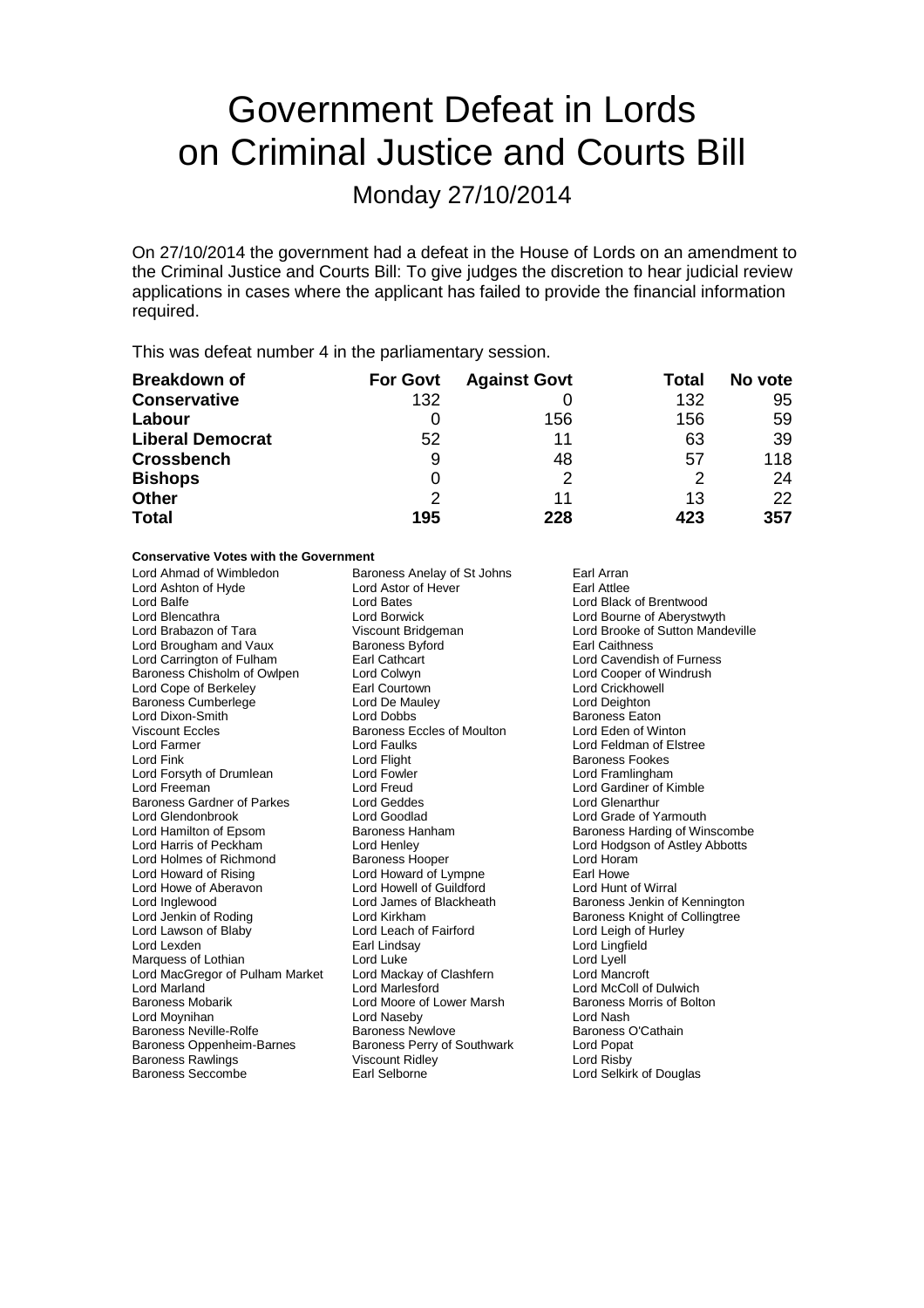# Government Defeat in Lords on Criminal Justice and Courts Bill

## Monday 27/10/2014

On 27/10/2014 the government had a defeat in the House of Lords on an amendment to the Criminal Justice and Courts Bill: To give judges the discretion to hear judicial review applications in cases where the applicant has failed to provide the financial information required.

This was defeat number 4 in the parliamentary session.

| Breakdown of | For Govt | Against Govt | Total | No vote |
|---|---|---|---|---|
| **Conservative** | 132 | 0 | 132 | 95 |
| **Labour** | 0 | 156 | 156 | 59 |
| **Liberal Democrat** | 52 | 11 | 63 | 39 |
| **Crossbench** | 9 | 48 | 57 | 118 |
| **Bishops** | 0 | 2 | 2 | 24 |
| **Other** | 2 | 11 | 13 | 22 |
| **Total** | **195** | **228** | **423** | **357** |

**Conservative Votes with the Government**

Lord Ahmad of Wimbledon
Baroness Anelay of St Johns
Earl Arran
Lord Ashton of Hyde
Lord Astor of Hever
Earl Attlee
Lord Balfe
Lord Bates
Lord Black of Brentwood
Lord Blencathra
Lord Borwick
Lord Bourne of Aberystwyth
Lord Brabazon of Tara
Viscount Bridgeman
Lord Brooke of Sutton Mandeville
Lord Brougham and Vaux
Baroness Byford
Earl Caithness
Lord Carrington of Fulham
Earl Cathcart
Lord Cavendish of Furness
Baroness Chisholm of Owlpen
Lord Colwyn
Lord Cooper of Windrush
Lord Cope of Berkeley
Earl Courtown
Lord Crickhowell
Baroness Cumberlege
Lord De Mauley
Lord Deighton
Lord Dixon-Smith
Lord Dobbs
Baroness Eaton
Viscount Eccles
Baroness Eccles of Moulton
Lord Eden of Winton
Lord Farmer
Lord Faulks
Lord Feldman of Elstree
Lord Fink
Lord Flight
Baroness Fookes
Lord Forsyth of Drumlean
Lord Fowler
Lord Framlingham
Lord Freeman
Lord Freud
Lord Gardiner of Kimble
Baroness Gardner of Parkes
Lord Geddes
Lord Glenarthur
Lord Glendonbrook
Lord Goodlad
Lord Grade of Yarmouth
Lord Hamilton of Epsom
Baroness Hanham
Baroness Harding of Winscombe
Lord Harris of Peckham
Lord Henley
Lord Hodgson of Astley Abbotts
Lord Holmes of Richmond
Baroness Hooper
Lord Horam
Lord Howard of Rising
Lord Howard of Lympne
Earl Howe
Lord Howe of Aberavon
Lord Howell of Guildford
Lord Hunt of Wirral
Lord Inglewood
Lord James of Blackheath
Baroness Jenkin of Kennington
Lord Jenkin of Roding
Lord Kirkham
Baroness Knight of Collingtree
Lord Lawson of Blaby
Lord Leach of Fairford
Lord Leigh of Hurley
Lord Lexden
Earl Lindsay
Lord Lingfield
Marquess of Lothian
Lord Luke
Lord Lyell
Lord MacGregor of Pulham Market
Lord Mackay of Clashfern
Lord Mancroft
Lord Marland
Lord Marlesford
Lord McColl of Dulwich
Baroness Mobarik
Lord Moore of Lower Marsh
Baroness Morris of Bolton
Lord Moynihan
Lord Naseby
Lord Nash
Baroness Neville-Rolfe
Baroness Newlove
Baroness O'Cathain
Baroness Oppenheim-Barnes
Baroness Perry of Southwark
Lord Popat
Baroness Rawlings
Viscount Ridley
Lord Risby
Baroness Seccombe
Earl Selborne
Lord Selkirk of Douglas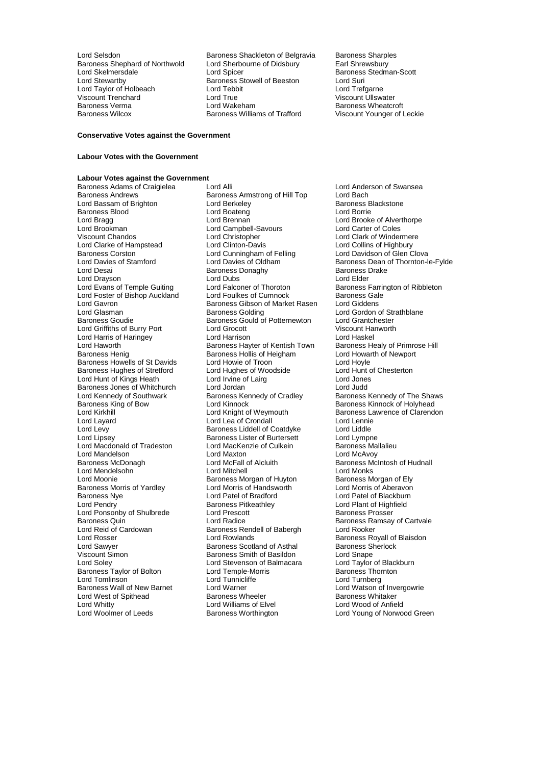Lord Selsdon
Baroness Shackleton of Belgravia
Baroness Sharples
Baroness Shephard of Northwold
Lord Sherbourne of Didsbury
Earl Shrewsbury
Lord Skelmersdale
Lord Spicer
Baroness Stedman-Scott
Lord Stewartby
Baroness Stowell of Beeston
Lord Suri
Lord Taylor of Holbeach
Lord Tebbit
Lord Trefgarne
Viscount Trenchard
Lord True
Viscount Ullswater
Baroness Verma
Lord Wakeham
Baroness Wheatcroft
Baroness Wilcox
Baroness Williams of Trafford
Viscount Younger of Leckie

**Conservative Votes against the Government**

**Labour Votes with the Government**

**Labour Votes against the Government**

Baroness Adams of Craigielea
Lord Alli
Lord Anderson of Swansea
Baroness Andrews
Baroness Armstrong of Hill Top
Lord Bach
Lord Bassam of Brighton
Lord Berkeley
Baroness Blackstone
Baroness Blood
Lord Boateng
Lord Borrie
Lord Bragg
Lord Brennan
Lord Brooke of Alverthorpe
Lord Brookman
Lord Campbell-Savours
Lord Carter of Coles
Viscount Chandos
Lord Christopher
Lord Clark of Windermere
Lord Clarke of Hampstead
Lord Clinton-Davis
Lord Collins of Highbury
Baroness Corston
Lord Cunningham of Felling
Lord Davidson of Glen Clova
Lord Davies of Stamford
Lord Davies of Oldham
Baroness Dean of Thornton-le-Fylde
Lord Desai
Baroness Donaghy
Baroness Drake
Lord Drayson
Lord Dubs
Lord Elder
Lord Evans of Temple Guiting
Lord Falconer of Thoroton
Baroness Farrington of Ribbleton
Lord Foster of Bishop Auckland
Lord Foulkes of Cumnock
Baroness Gale
Lord Gavron
Baroness Gibson of Market Rasen
Lord Giddens
Lord Glasman
Baroness Golding
Lord Gordon of Strathblane
Baroness Goudie
Baroness Gould of Potternewton
Lord Grantchester
Lord Griffiths of Burry Port
Lord Grocott
Viscount Hanworth
Lord Harris of Haringey
Lord Harrison
Lord Haskel
Lord Haworth
Baroness Hayter of Kentish Town
Baroness Healy of Primrose Hill
Baroness Henig
Baroness Hollis of Heigham
Lord Howarth of Newport
Baroness Howells of St Davids
Lord Howie of Troon
Lord Hoyle
Baroness Hughes of Stretford
Lord Hughes of Woodside
Lord Hunt of Chesterton
Lord Hunt of Kings Heath
Lord Irvine of Lairg
Lord Jones
Baroness Jones of Whitchurch
Lord Jordan
Lord Judd
Lord Kennedy of Southwark
Baroness Kennedy of Cradley
Baroness Kennedy of The Shaws
Baroness King of Bow
Lord Kinnock
Baroness Kinnock of Holyhead
Lord Kirkhill
Lord Knight of Weymouth
Baroness Lawrence of Clarendon
Lord Layard
Lord Lea of Crondall
Lord Lennie
Lord Levy
Baroness Liddell of Coatdyke
Lord Liddle
Lord Lipsey
Baroness Lister of Burtersett
Lord Lympne
Lord Macdonald of Tradeston
Lord MacKenzie of Culkein
Baroness Mallalieu
Lord Mandelson
Lord Maxton
Lord McAvoy
Baroness McDonagh
Lord McFall of Alcluith
Baroness McIntosh of Hudnall
Lord Mendelsohn
Lord Mitchell
Lord Monks
Lord Moonie
Baroness Morgan of Huyton
Baroness Morgan of Ely
Baroness Morris of Yardley
Lord Morris of Handsworth
Lord Morris of Aberavon
Baroness Nye
Lord Patel of Bradford
Lord Patel of Blackburn
Lord Pendry
Baroness Pitkeathley
Lord Plant of Highfield
Lord Ponsonby of Shulbrede
Lord Prescott
Baroness Prosser
Baroness Quin
Lord Radice
Baroness Ramsay of Cartvale
Lord Reid of Cardowan
Baroness Rendell of Babergh
Lord Rooker
Lord Rosser
Lord Rowlands
Baroness Royall of Blaisdon
Lord Sawyer
Baroness Scotland of Asthal
Baroness Sherlock
Viscount Simon
Baroness Smith of Basildon
Lord Snape
Lord Soley
Lord Stevenson of Balmacara
Lord Taylor of Blackburn
Baroness Taylor of Bolton
Lord Temple-Morris
Baroness Thornton
Lord Tomlinson
Lord Tunnicliffe
Lord Turnberg
Baroness Wall of New Barnet
Lord Warner
Lord Watson of Invergowrie
Lord West of Spithead
Baroness Wheeler
Baroness Whitaker
Lord Whitty
Lord Williams of Elvel
Lord Wood of Anfield
Lord Woolmer of Leeds
Baroness Worthington
Lord Young of Norwood Green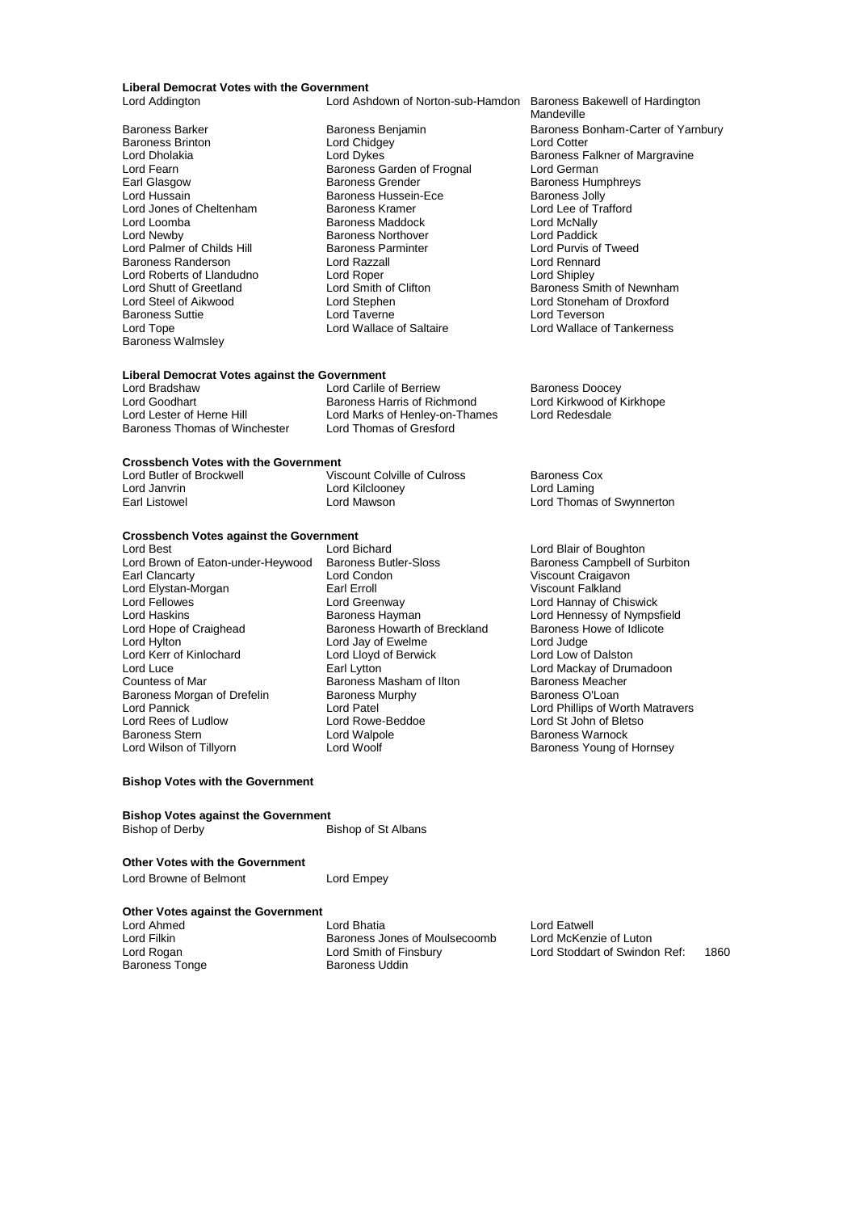**Liberal Democrat Votes with the Government**

| | | |
|---|---|---|
| Lord Addington | Lord Ashdown of Norton-sub-Hamdon | Baroness Bakewell of Hardington Mandeville |
| Baroness Barker | Baroness Benjamin | Baroness Bonham-Carter of Yarnbury |
| Baroness Brinton | Lord Chidgey | Lord Cotter |
| Lord Dholakia | Lord Dykes | Baroness Falkner of Margravine |
| Lord Fearn | Baroness Garden of Frognal | Lord German |
| Earl Glasgow | Baroness Grender | Baroness Humphreys |
| Lord Hussain | Baroness Hussein-Ece | Baroness Jolly |
| Lord Jones of Cheltenham | Baroness Kramer | Lord Lee of Trafford |
| Lord Loomba | Baroness Maddock | Lord McNally |
| Lord Newby | Baroness Northover | Lord Paddick |
| Lord Palmer of Childs Hill | Baroness Parminter | Lord Purvis of Tweed |
| Baroness Randerson | Lord Razzall | Lord Rennard |
| Lord Roberts of Llandudno | Lord Roper | Lord Shipley |
| Lord Shutt of Greetland | Lord Smith of Clifton | Baroness Smith of Newnham |
| Lord Steel of Aikwood | Lord Stephen | Lord Stoneham of Droxford |
| Baroness Suttie | Lord Taverne | Lord Teverson |
| Lord Tope | Lord Wallace of Saltaire | Lord Wallace of Tankerness |
| Baroness Walmsley | | |

**Liberal Democrat Votes against the Government**

| | | |
|---|---|---|
| Lord Bradshaw | Lord Carlile of Berriew | Baroness Doocey |
| Lord Goodhart | Baroness Harris of Richmond | Lord Kirkwood of Kirkhope |
| Lord Lester of Herne Hill | Lord Marks of Henley-on-Thames | Lord Redesdale |
| Baroness Thomas of Winchester | Lord Thomas of Gresford | |

**Crossbench Votes with the Government**

| | | |
|---|---|---|
| Lord Butler of Brockwell | Viscount Colville of Culross | Baroness Cox |
| Lord Janvrin | Lord Kilclooney | Lord Laming |
| Earl Listowel | Lord Mawson | Lord Thomas of Swynnerton |

**Crossbench Votes against the Government**

| | | |
|---|---|---|
| Lord Best | Lord Bichard | Lord Blair of Boughton |
| Lord Brown of Eaton-under-Heywood | Baroness Butler-Sloss | Baroness Campbell of Surbiton |
| Earl Clancarty | Lord Condon | Viscount Craigavon |
| Lord Elystan-Morgan | Earl Erroll | Viscount Falkland |
| Lord Fellowes | Lord Greenway | Lord Hannay of Chiswick |
| Lord Haskins | Baroness Hayman | Lord Hennessy of Nympsfield |
| Lord Hope of Craighead | Baroness Howarth of Breckland | Baroness Howe of Idlicote |
| Lord Hylton | Lord Jay of Ewelme | Lord Judge |
| Lord Kerr of Kinlochard | Lord Lloyd of Berwick | Lord Low of Dalston |
| Lord Luce | Earl Lytton | Lord Mackay of Drumadoon |
| Countess of Mar | Baroness Masham of Ilton | Baroness Meacher |
| Baroness Morgan of Drefelin | Baroness Murphy | Baroness O'Loan |
| Lord Pannick | Lord Patel | Lord Phillips of Worth Matravers |
| Lord Rees of Ludlow | Lord Rowe-Beddoe | Lord St John of Bletso |
| Baroness Stern | Lord Walpole | Baroness Warnock |
| Lord Wilson of Tillyorn | Lord Woolf | Baroness Young of Hornsey |

**Bishop Votes with the Government**

**Bishop Votes against the Government**

| | |
|---|---|
| Bishop of Derby | Bishop of St Albans |

**Other Votes with the Government**

| | |
|---|---|
| Lord Browne of Belmont | Lord Empey |

**Other Votes against the Government**

| | | |
|---|---|---|
| Lord Ahmed | Lord Bhatia | Lord Eatwell |
| Lord Filkin | Baroness Jones of Moulsecoomb | Lord McKenzie of Luton |
| Lord Rogan | Lord Smith of Finsbury | Lord Stoddart of Swindon |
| Baroness Tonge | Baroness Uddin | |

Ref: 1860